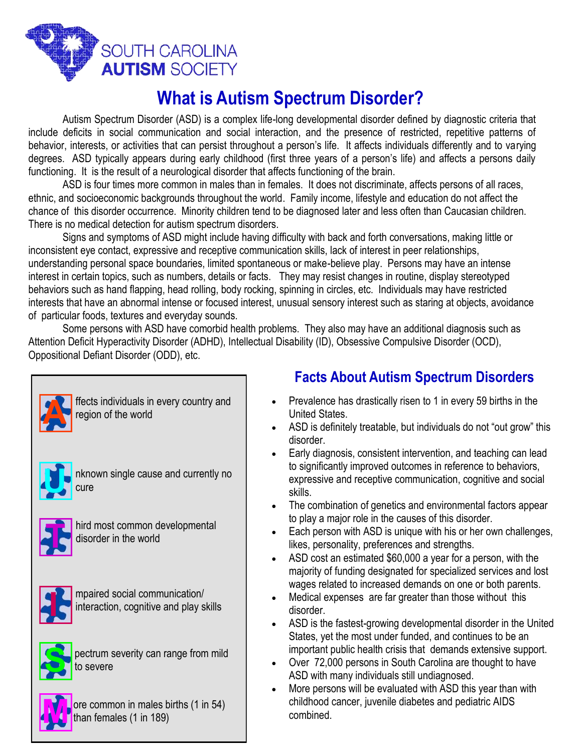SOUTH CAROLINA **AUTISM** SOCIETY

# What is Autism Spectrum Disorder?

Autism Spectrum Disorder (ASD) is a complex life-long developmental disorder defined by diagnostic criteria that include deficits in social communication and social interaction, and the presence of restricted, repetitive patterns of behavior, interests, or activities that can persist throughout a person's life. It affects individuals differently and to varying degrees. ASD typically appears during early childhood (first three years of a person's life) and affects a persons daily functioning. It is the result of a neurological disorder that affects functioning of the brain.

ASD is four times more common in males than in females. It does not discriminate, affects persons of all races, ethnic, and socioeconomic backgrounds throughout the world. Family income, lifestyle and education do not affect the chance of this disorder occurrence. Minority children tend to be diagnosed later and less often than Caucasian children. There is no medical detection for autism spectrum disorders.

Signs and symptoms of ASD might include having difficulty with back and forth conversations, making little or inconsistent eye contact, expressive and receptive communication skills, lack of interest in peer relationships, understanding personal space boundaries, limited spontaneous or make-believe play. Persons may have an intense interest in certain topics, such as numbers, details or facts. They may resist changes in routine, display stereotyped behaviors such as hand flapping, head rolling, body rocking, spinning in circles, etc. Individuals may have restricted interests that have an abnormal intense or focused interest, unusual sensory interest such as staring at objects, avoidance of particular foods, textures and everyday sounds.

Some persons with ASD have comorbid health problems. They also may have an additional diagnosis such as Attention Deficit Hyperactivity Disorder (ADHD), Intellectual Disability (ID), Obsessive Compulsive Disorder (OCD), Oppositional Defiant Disorder (ODD), etc.

**A**ffects individuals in every country and region of the world

**U**nknown single cause and currently no cure

**T**hird most common developmental disorder in the world

**I**mpaired social communication/ interaction, cognitive and play skills

**S**pectrum severity can range from mild to severe

**M**ore common in males births (1 in 54) than females (1 in 189)

## Facts About Autism Spectrum Disorders

- Prevalence has drastically risen to 1 in every 59 births in the United States.
- ASD is definitely treatable, but individuals do not "out grow" this disorder.
- Early diagnosis, consistent intervention, and teaching can lead to significantly improved outcomes in reference to behaviors, expressive and receptive communication, cognitive and social skills.
- The combination of genetics and environmental factors appear to play a major role in the causes of this disorder.
- Each person with ASD is unique with his or her own challenges, likes, personality, preferences and strengths.
- ASD cost an estimated $60,000 a year for a person, with the majority of funding designated for specialized services and lost wages related to increased demands on one or both parents.
- Medical expenses are far greater than those without this disorder.
- ASD is the fastest-growing developmental disorder in the United States, yet the most under funded, and continues to be an important public health crisis that demands extensive support.
- Over 72,000 persons in South Carolina are thought to have ASD with many individuals still undiagnosed.
- More persons will be evaluated with ASD this year than with childhood cancer, juvenile diabetes and pediatric AIDS combined.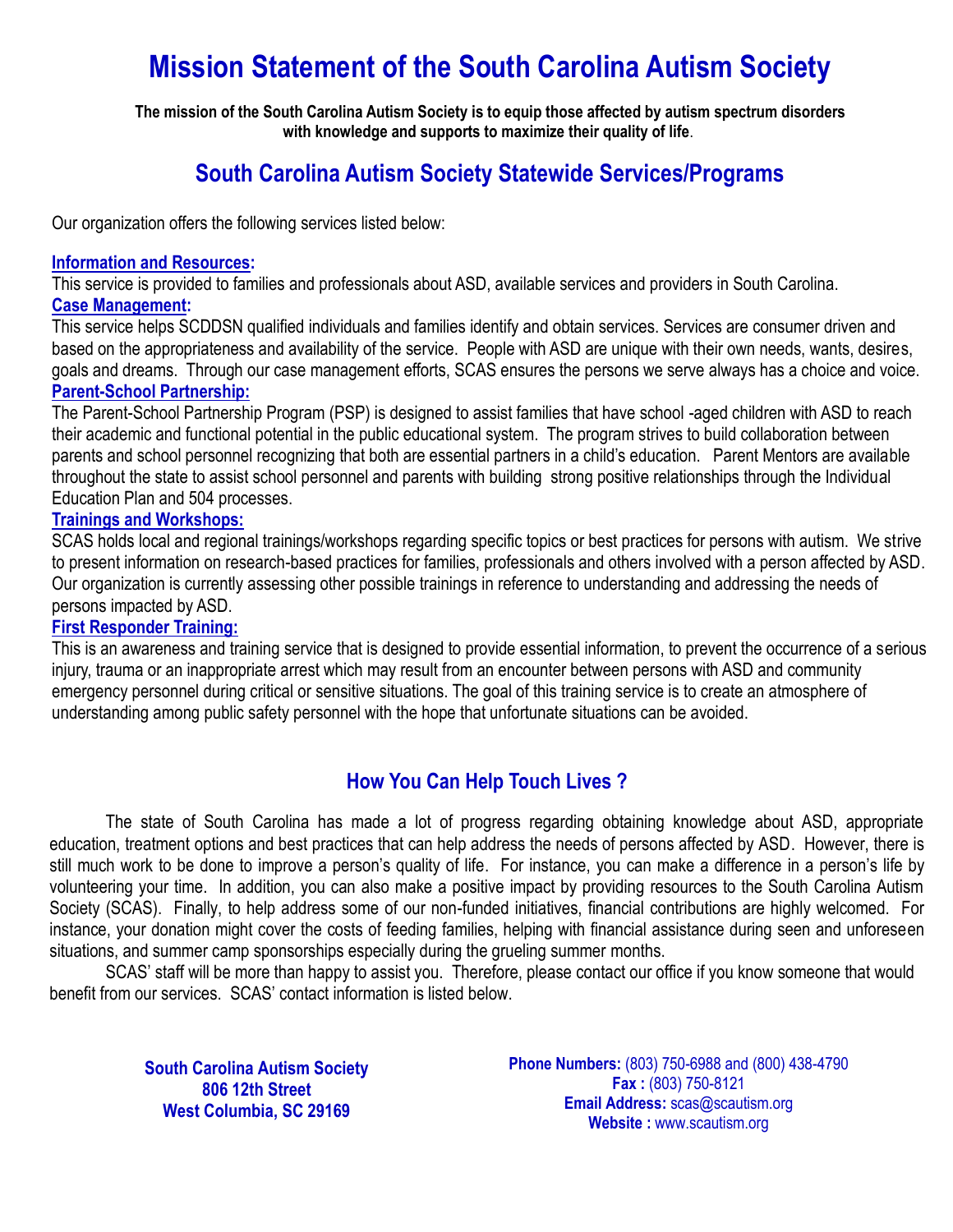# Mission Statement of the South Carolina Autism Society

**The mission of the South Carolina Autism Society is to equip those affected by autism spectrum disorders with knowledge and supports to maximize their quality of life**.

## South Carolina Autism Society Statewide Services/Programs

Our organization offers the following services listed below:

**Information and Resources:**

This service is provided to families and professionals about ASD, available services and providers in South Carolina.

**Case Management:**

This service helps SCDDSN qualified individuals and families identify and obtain services. Services are consumer driven and based on the appropriateness and availability of the service. People with ASD are unique with their own needs, wants, desires, goals and dreams. Through our case management efforts, SCAS ensures the persons we serve always has a choice and voice.

**Parent-School Partnership:**

The Parent-School Partnership Program (PSP) is designed to assist families that have school -aged children with ASD to reach their academic and functional potential in the public educational system. The program strives to build collaboration between parents and school personnel recognizing that both are essential partners in a child's education. Parent Mentors are available throughout the state to assist school personnel and parents with building strong positive relationships through the Individual Education Plan and 504 processes.

**Trainings and Workshops:**

SCAS holds local and regional trainings/workshops regarding specific topics or best practices for persons with autism. We strive to present information on research-based practices for families, professionals and others involved with a person affected by ASD. Our organization is currently assessing other possible trainings in reference to understanding and addressing the needs of persons impacted by ASD.

**First Responder Training:**

This is an awareness and training service that is designed to provide essential information, to prevent the occurrence of a serious injury, trauma or an inappropriate arrest which may result from an encounter between persons with ASD and community emergency personnel during critical or sensitive situations. The goal of this training service is to create an atmosphere of understanding among public safety personnel with the hope that unfortunate situations can be avoided.

## How You Can Help Touch Lives ?

The state of South Carolina has made a lot of progress regarding obtaining knowledge about ASD, appropriate education, treatment options and best practices that can help address the needs of persons affected by ASD. However, there is still much work to be done to improve a person's quality of life. For instance, you can make a difference in a person's life by volunteering your time. In addition, you can also make a positive impact by providing resources to the South Carolina Autism Society (SCAS). Finally, to help address some of our non-funded initiatives, financial contributions are highly welcomed. For instance, your donation might cover the costs of feeding families, helping with financial assistance during seen and unforeseen situations, and summer camp sponsorships especially during the grueling summer months.

SCAS' staff will be more than happy to assist you. Therefore, please contact our office if you know someone that would benefit from our services. SCAS' contact information is listed below.

**South Carolina Autism Society**
**806 12th Street**
**West Columbia, SC 29169**

**Phone Numbers:** (803) 750-6988 and (800) 438-4790
**Fax :** (803) 750-8121
**Email Address:** scas@scautism.org
**Website :** www.scautism.org